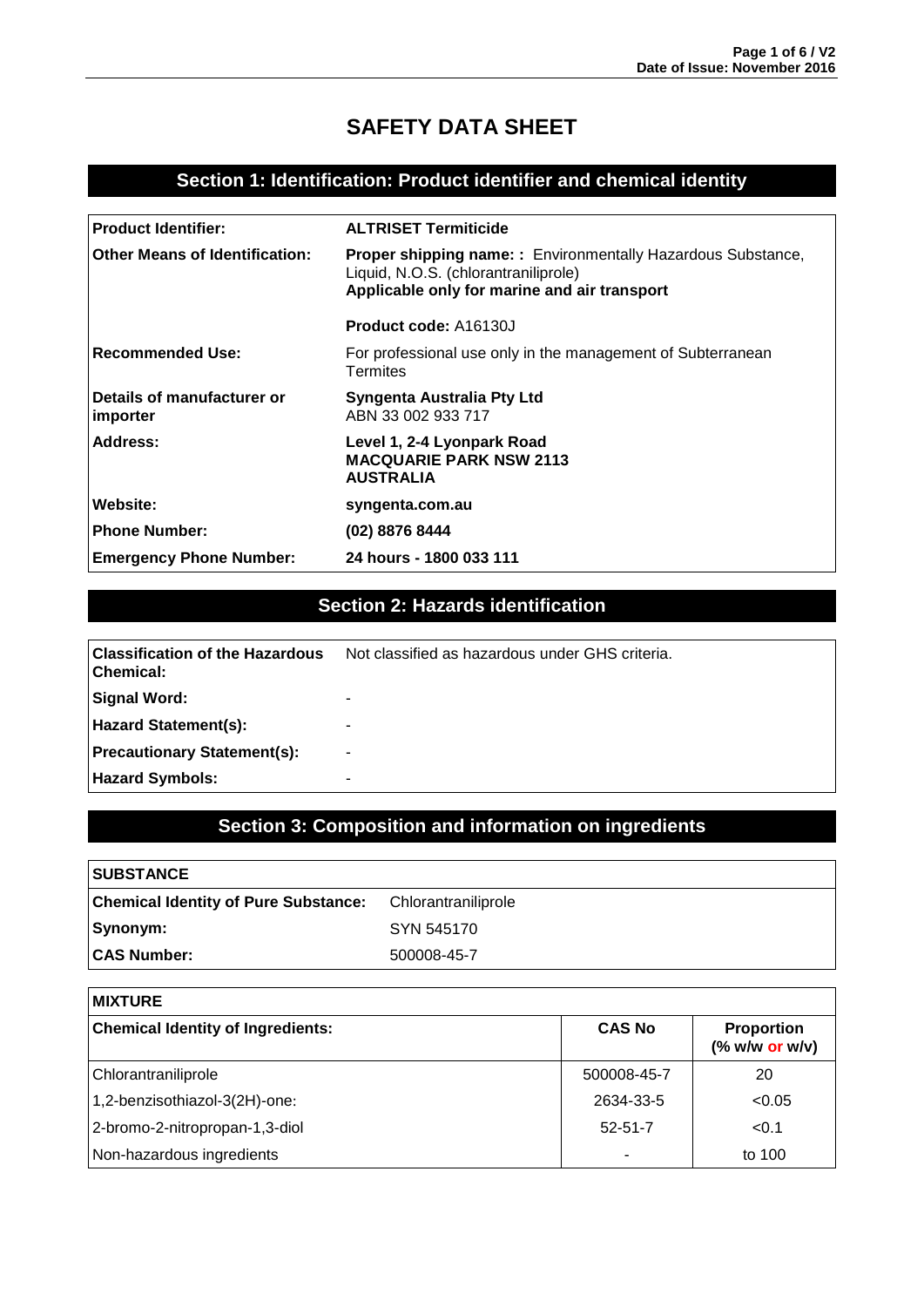# SAFETY DATA SHEET

## Section 1: Identification: Product identifier and chemical identity

| | |
|---|---|
| **Product Identifier:** | **ALTRISET Termiticide** |
| **Other Means of Identification:** | **Proper shipping name: :** Environmentally Hazardous Substance, Liquid, N.O.S. (chlorantraniliprole)<br>**Applicable only for marine and air transport**<br><br>**Product code:** A16130J |
| **Recommended Use:** | For professional use only in the management of Subterranean Termites |
| **Details of manufacturer or importer** | **Syngenta Australia Pty Ltd**<br>ABN 33 002 933 717 |
| **Address:** | **Level 1, 2-4 Lyonpark Road**<br>**MACQUARIE PARK NSW 2113**<br>**AUSTRALIA** |
| **Website:** | **syngenta.com.au** |
| **Phone Number:** | **(02) 8876 8444** |
| **Emergency Phone Number:** | **24 hours - 1800 033 111** |

## Section 2: Hazards identification

| | |
|---|---|
| **Classification of the Hazardous Chemical:** | Not classified as hazardous under GHS criteria. |
| **Signal Word:** | - |
| **Hazard Statement(s):** | - |
| **Precautionary Statement(s):** | - |
| **Hazard Symbols:** | - |

## Section 3: Composition and information on ingredients

| **SUBSTANCE** | |
|---|---|
| **Chemical Identity of Pure Substance:** | Chlorantraniliprole |
| **Synonym:** | SYN 545170 |
| **CAS Number:** | 500008-45-7 |

**MIXTURE**

| **Chemical Identity of Ingredients:** | **CAS No** | **Proportion (% w/w or w/v)** |
|---|---|---|
| Chlorantraniliprole | 500008-45-7 | 20 |
| 1,2-benzisothiazol-3(2H)-one: | 2634-33-5 | <0.05 |
| 2-bromo-2-nitropropan-1,3-diol | 52-51-7 | <0.1 |
| Non-hazardous ingredients | - | to 100 |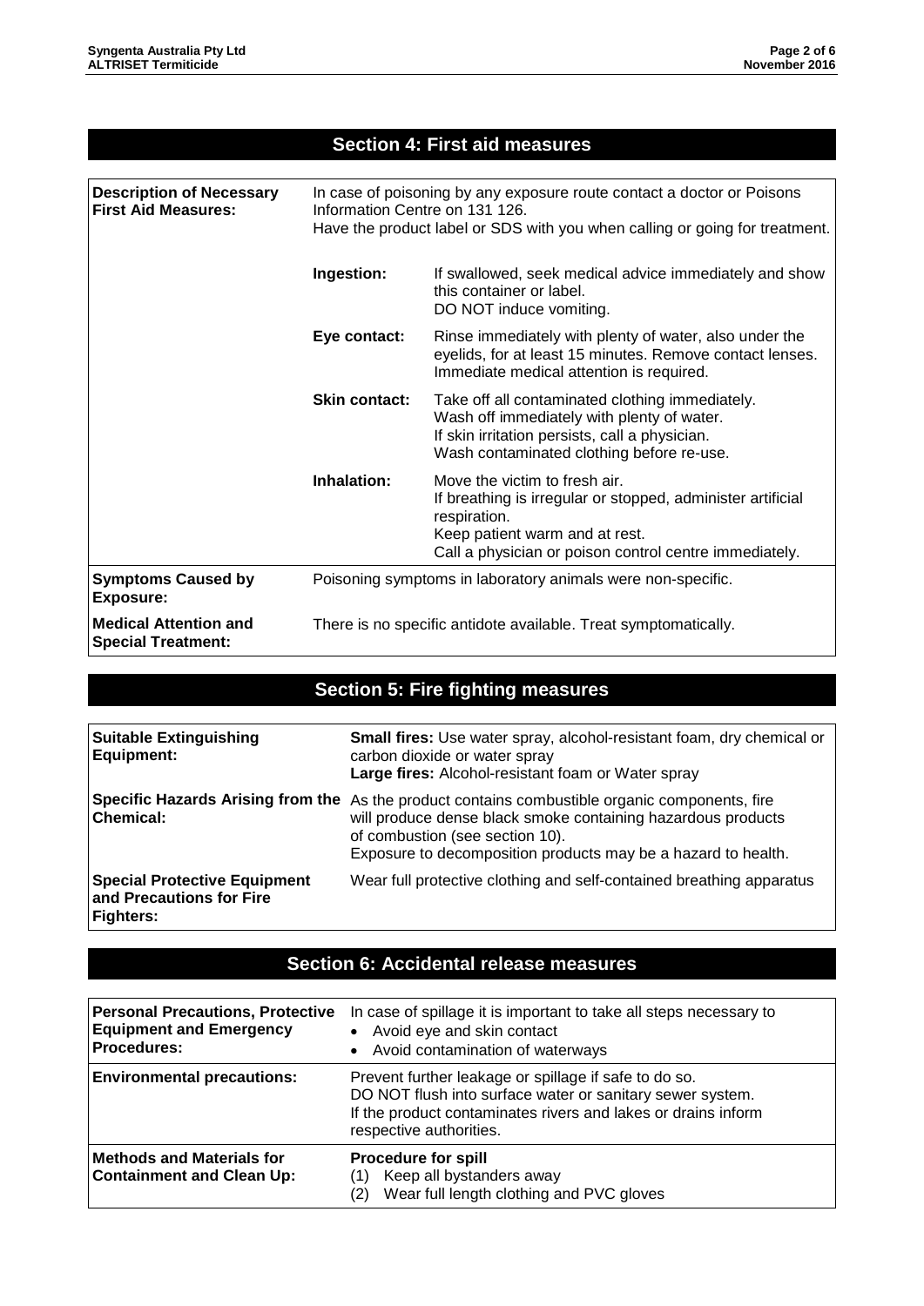## Section 4: First aid measures

| | | |
|---|---|---|
| **Description of Necessary First Aid Measures:** | In case of poisoning by any exposure route contact a doctor or Poisons Information Centre on 131 126.<br>Have the product label or SDS with you when calling or going for treatment. | |
| | **Ingestion:** | If swallowed, seek medical advice immediately and show this container or label.<br>DO NOT induce vomiting. |
| | **Eye contact:** | Rinse immediately with plenty of water, also under the eyelids, for at least 15 minutes. Remove contact lenses. Immediate medical attention is required. |
| | **Skin contact:** | Take off all contaminated clothing immediately.<br>Wash off immediately with plenty of water.<br>If skin irritation persists, call a physician.<br>Wash contaminated clothing before re-use. |
| | **Inhalation:** | Move the victim to fresh air.<br>If breathing is irregular or stopped, administer artificial respiration.<br>Keep patient warm and at rest.<br>Call a physician or poison control centre immediately. |
| **Symptoms Caused by Exposure:** | Poisoning symptoms in laboratory animals were non-specific. | |
| **Medical Attention and Special Treatment:** | There is no specific antidote available. Treat symptomatically. | |

## Section 5: Fire fighting measures

| | |
|---|---|
| **Suitable Extinguishing Equipment:** | **Small fires:** Use water spray, alcohol-resistant foam, dry chemical or carbon dioxide or water spray<br>**Large fires:** Alcohol-resistant foam or Water spray |
| **Specific Hazards Arising from the Chemical:** | As the product contains combustible organic components, fire will produce dense black smoke containing hazardous products of combustion (see section 10).<br>Exposure to decomposition products may be a hazard to health. |
| **Special Protective Equipment and Precautions for Fire Fighters:** | Wear full protective clothing and self-contained breathing apparatus |

## Section 6: Accidental release measures

| | |
|---|---|
| **Personal Precautions, Protective Equipment and Emergency Procedures:** | In case of spillage it is important to take all steps necessary to<br>• Avoid eye and skin contact<br>• Avoid contamination of waterways |
| **Environmental precautions:** | Prevent further leakage or spillage if safe to do so.<br>DO NOT flush into surface water or sanitary sewer system.<br>If the product contaminates rivers and lakes or drains inform respective authorities. |
| **Methods and Materials for Containment and Clean Up:** | **Procedure for spill**<br>(1) Keep all bystanders away<br>(2) Wear full length clothing and PVC gloves |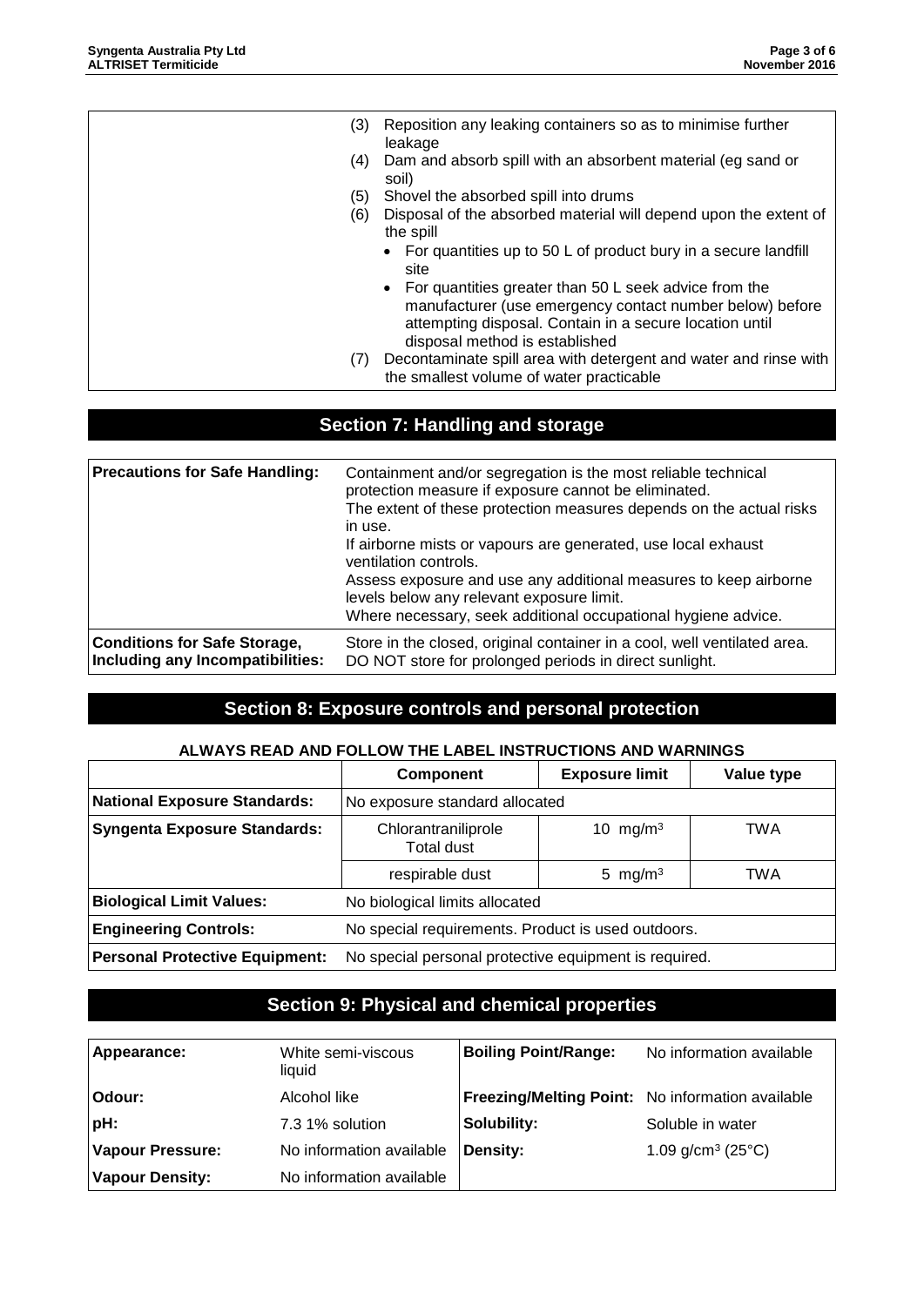(3) Reposition any leaking containers so as to minimise further leakage
(4) Dam and absorb spill with an absorbent material (eg sand or soil)
(5) Shovel the absorbed spill into drums
(6) Disposal of the absorbed material will depend upon the extent of the spill
    - For quantities up to 50 L of product bury in a secure landfill site
    - For quantities greater than 50 L seek advice from the manufacturer (use emergency contact number below) before attempting disposal. Contain in a secure location until disposal method is established
(7) Decontaminate spill area with detergent and water and rinse with the smallest volume of water practicable

## Section 7: Handling and storage

| | |
|---|---|
| **Precautions for Safe Handling:** | Containment and/or segregation is the most reliable technical protection measure if exposure cannot be eliminated. The extent of these protection measures depends on the actual risks in use. If airborne mists or vapours are generated, use local exhaust ventilation controls. Assess exposure and use any additional measures to keep airborne levels below any relevant exposure limit. Where necessary, seek additional occupational hygiene advice. |
| **Conditions for Safe Storage, Including any Incompatibilities:** | Store in the closed, original container in a cool, well ventilated area. DO NOT store for prolonged periods in direct sunlight. |

## Section 8: Exposure controls and personal protection

**ALWAYS READ AND FOLLOW THE LABEL INSTRUCTIONS AND WARNINGS**

| | Component | Exposure limit | Value type |
|---|---|---|---|
| **National Exposure Standards:** | No exposure standard allocated | | |
| **Syngenta Exposure Standards:** | Chlorantraniliprole Total dust | 10 mg/m$^3$ | TWA |
| | respirable dust | 5 mg/m$^3$ | TWA |
| **Biological Limit Values:** | No biological limits allocated | | |
| **Engineering Controls:** | No special requirements. Product is used outdoors. | | |
| **Personal Protective Equipment:** | No special personal protective equipment is required. | | |

## Section 9: Physical and chemical properties

| | | | |
|---|---|---|---|
| **Appearance:** | White semi-viscous liquid | **Boiling Point/Range:** | No information available |
| **Odour:** | Alcohol like | **Freezing/Melting Point:** | No information available |
| **pH:** | 7.3 1% solution | **Solubility:** | Soluble in water |
| **Vapour Pressure:** | No information available | **Density:** | 1.09 g/cm$^3$ (25°C) |
| **Vapour Density:** | No information available | | |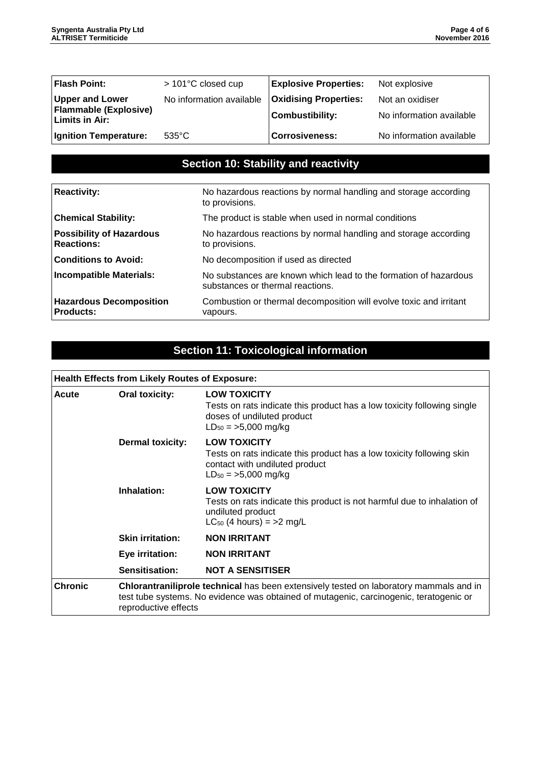| **Flash Point:** | > 101°C closed cup | **Explosive Properties:** | Not explosive |
|---|---|---|---|
| **Upper and Lower Flammable (Explosive) Limits in Air:** | No information available | **Oxidising Properties:** | Not an oxidiser |
| | | **Combustibility:** | No information available |
| **Ignition Temperature:** | 535°C | **Corrosiveness:** | No information available |

## Section 10: Stability and reactivity

| | |
|---|---|
| **Reactivity:** | No hazardous reactions by normal handling and storage according to provisions. |
| **Chemical Stability:** | The product is stable when used in normal conditions |
| **Possibility of Hazardous Reactions:** | No hazardous reactions by normal handling and storage according to provisions. |
| **Conditions to Avoid:** | No decomposition if used as directed |
| **Incompatible Materials:** | No substances are known which lead to the formation of hazardous substances or thermal reactions. |
| **Hazardous Decomposition Products:** | Combustion or thermal decomposition will evolve toxic and irritant vapours. |

## Section 11: Toxicological information

| **Health Effects from Likely Routes of Exposure:** | | |
|---|---|---|
| **Acute** | **Oral toxicity:** | **LOW TOXICITY** Tests on rats indicate this product has a low toxicity following single doses of undiluted product $LD_{50}$ = >5,000 mg/kg |
| | **Dermal toxicity:** | **LOW TOXICITY** Tests on rats indicate this product has a low toxicity following skin contact with undiluted product $LD_{50}$ = >5,000 mg/kg |
| | **Inhalation:** | **LOW TOXICITY** Tests on rats indicate this product is not harmful due to inhalation of undiluted product $LC_{50}$ (4 hours) = >2 mg/L |
| | **Skin irritation:** | **NON IRRITANT** |
| | **Eye irritation:** | **NON IRRITANT** |
| | **Sensitisation:** | **NOT A SENSITISER** |
| **Chronic** | **Chlorantraniliprole technical** has been extensively tested on laboratory mammals and in test tube systems. No evidence was obtained of mutagenic, carcinogenic, teratogenic or reproductive effects | |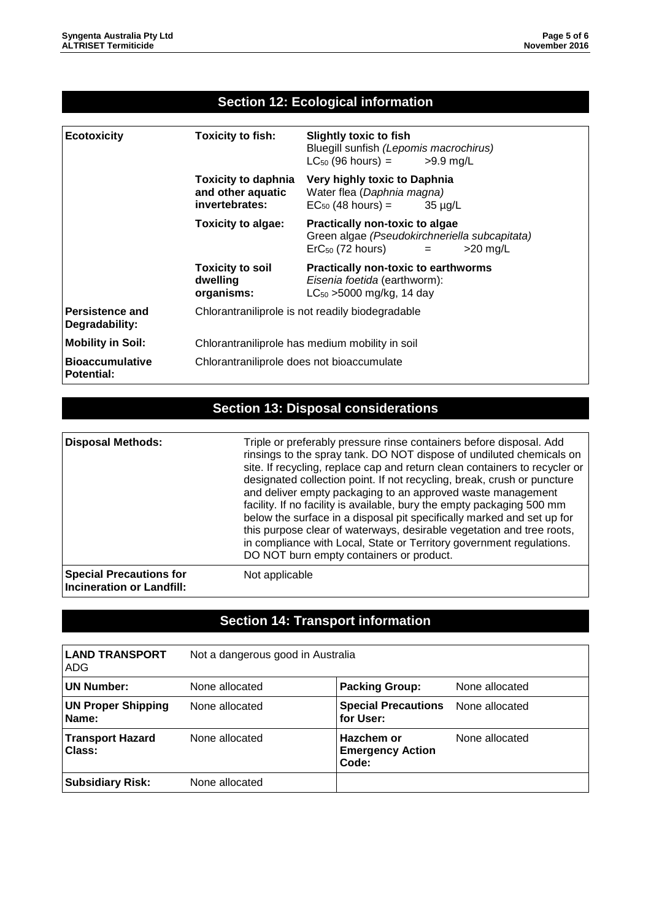## Section 12: Ecological information

| | | |
|---|---|---|
| **Ecotoxicity** | **Toxicity to fish:** | **Slightly toxic to fish**<br>Bluegill sunfish *(Lepomis macrochirus)*<br>$LC_{50}$ (96 hours) = >9.9 mg/L |
| | **Toxicity to daphnia and other aquatic invertebrates:** | **Very highly toxic to Daphnia**<br>Water flea (*Daphnia magna)*<br>$EC_{50}$ (48 hours) = 35 µg/L |
| | **Toxicity to algae:** | **Practically non-toxic to algae**<br>Green algae *(Pseudokirchneriella subcapitata)*<br>$ErC_{50}$ (72 hours) = >20 mg/L |
| | **Toxicity to soil dwelling organisms:** | **Practically non-toxic to earthworms**<br>*Eisenia foetida* (earthworm):<br>$LC_{50}$ >5000 mg/kg, 14 day |
| **Persistence and Degradability:** | Chlorantraniliprole is not readily biodegradable | |
| **Mobility in Soil:** | Chlorantraniliprole has medium mobility in soil | |
| **Bioaccumulative Potential:** | Chlorantraniliprole does not bioaccumulate | |

## Section 13: Disposal considerations

| | |
|---|---|
| **Disposal Methods:** | Triple or preferably pressure rinse containers before disposal. Add rinsings to the spray tank. DO NOT dispose of undiluted chemicals on site. If recycling, replace cap and return clean containers to recycler or designated collection point. If not recycling, break, crush or puncture and deliver empty packaging to an approved waste management facility. If no facility is available, bury the empty packaging 500 mm below the surface in a disposal pit specifically marked and set up for this purpose clear of waterways, desirable vegetation and tree roots, in compliance with Local, State or Territory government regulations. DO NOT burn empty containers or product. |
| **Special Precautions for Incineration or Landfill:** | Not applicable |

## Section 14: Transport information

| | | | |
|---|---|---|---|
| **LAND TRANSPORT** ADG | Not a dangerous good in Australia | | |
| **UN Number:** | None allocated | **Packing Group:** | None allocated |
| **UN Proper Shipping Name:** | None allocated | **Special Precautions for User:** | None allocated |
| **Transport Hazard Class:** | None allocated | **Hazchem or Emergency Action Code:** | None allocated |
| **Subsidiary Risk:** | None allocated | | |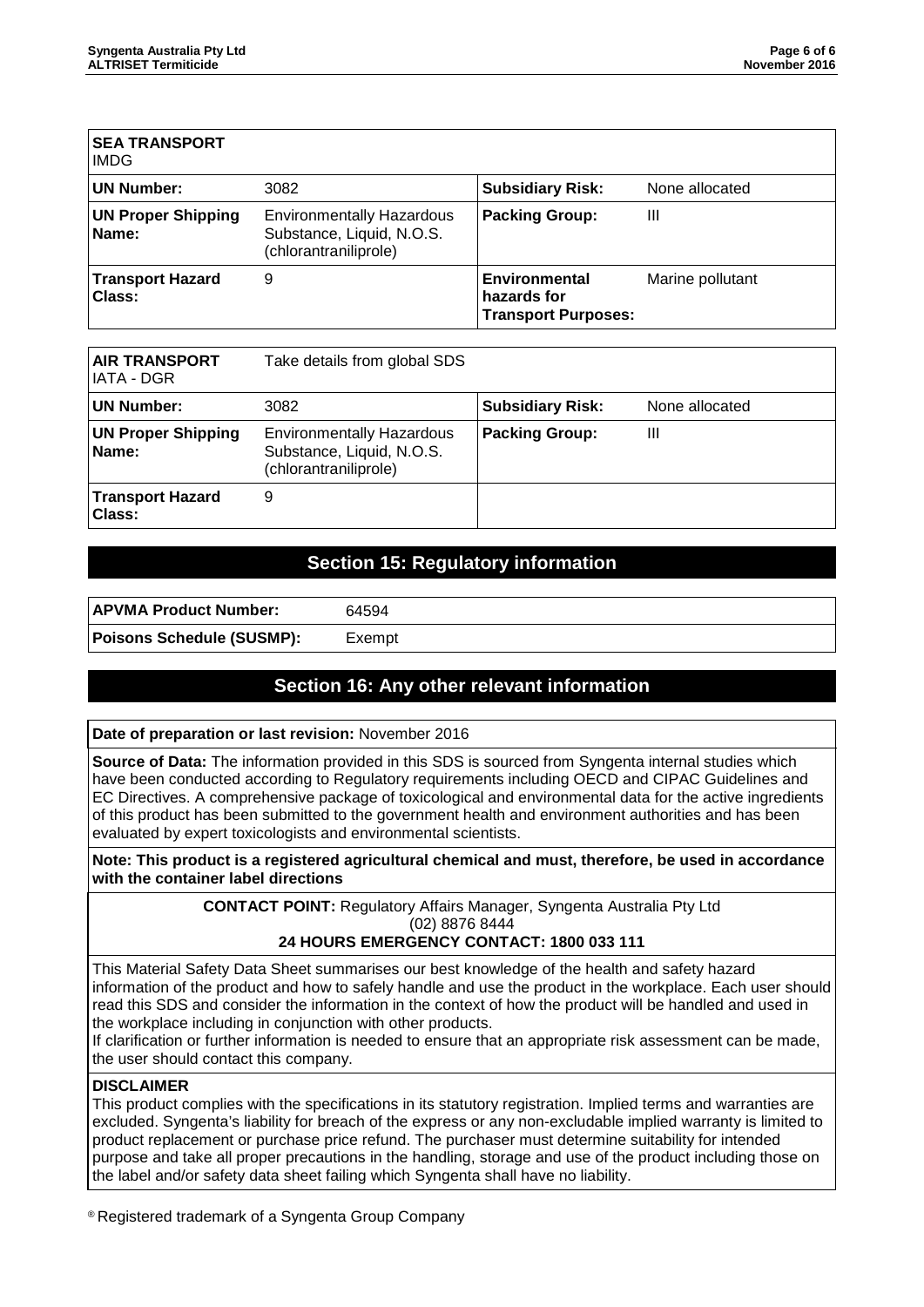| **SEA TRANSPORT** IMDG | | | |
|---|---|---|---|
| **UN Number:** | 3082 | **Subsidiary Risk:** | None allocated |
| **UN Proper Shipping Name:** | Environmentally Hazardous Substance, Liquid, N.O.S. (chlorantraniliprole) | **Packing Group:** | III |
| **Transport Hazard Class:** | 9 | **Environmental hazards for Transport Purposes:** | Marine pollutant |

| **AIR TRANSPORT** IATA - DGR | Take details from global SDS | | |
|---|---|---|---|
| **UN Number:** | 3082 | **Subsidiary Risk:** | None allocated |
| **UN Proper Shipping Name:** | Environmentally Hazardous Substance, Liquid, N.O.S. (chlorantraniliprole) | **Packing Group:** | III |
| **Transport Hazard Class:** | 9 | | |

## Section 15: Regulatory information

| | |
|---|---|
| **APVMA Product Number:** | 64594 |
| **Poisons Schedule (SUSMP):** | Exempt |

## Section 16: Any other relevant information

**Date of preparation or last revision:** November 2016

**Source of Data:** The information provided in this SDS is sourced from Syngenta internal studies which have been conducted according to Regulatory requirements including OECD and CIPAC Guidelines and EC Directives. A comprehensive package of toxicological and environmental data for the active ingredients of this product has been submitted to the government health and environment authorities and has been evaluated by expert toxicologists and environmental scientists.

**Note: This product is a registered agricultural chemical and must, therefore, be used in accordance with the container label directions**

**CONTACT POINT:** Regulatory Affairs Manager, Syngenta Australia Pty Ltd
(02) 8876 8444
**24 HOURS EMERGENCY CONTACT: 1800 033 111**

This Material Safety Data Sheet summarises our best knowledge of the health and safety hazard information of the product and how to safely handle and use the product in the workplace. Each user should read this SDS and consider the information in the context of how the product will be handled and used in the workplace including in conjunction with other products.
If clarification or further information is needed to ensure that an appropriate risk assessment can be made, the user should contact this company.

**DISCLAIMER**
This product complies with the specifications in its statutory registration. Implied terms and warranties are excluded. Syngenta's liability for breach of the express or any non-excludable implied warranty is limited to product replacement or purchase price refund. The purchaser must determine suitability for intended purpose and take all proper precautions in the handling, storage and use of the product including those on the label and/or safety data sheet failing which Syngenta shall have no liability.

® Registered trademark of a Syngenta Group Company